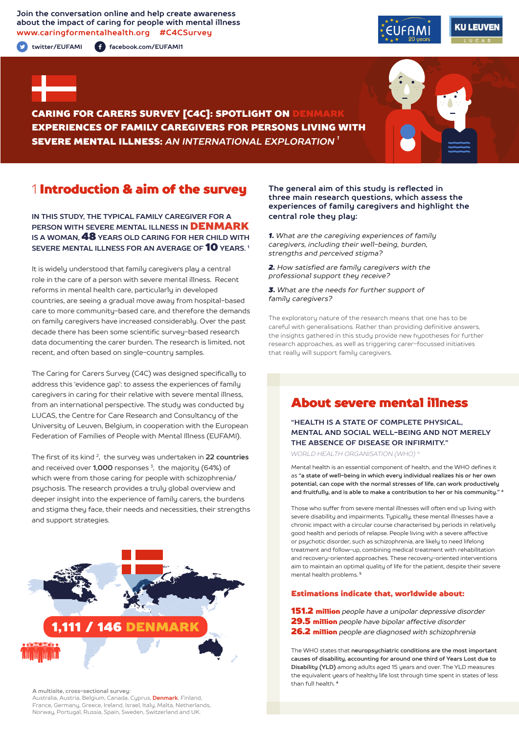Join the conversation online and help create awareness about the impact of caring for people with mental illness
www.caringformentalhealth.org #C4CSurvey

twitter/EUFAMI facebook.com/EUFAMI1

# CARING FOR CARERS SURVEY [C4C]: SPOTLIGHT ON DENMARK
# EXPERIENCES OF FAMILY CAREGIVERS FOR PERSONS LIVING WITH SEVERE MENTAL ILLNESS: *AN INTERNATIONAL EXPLORATION* [1]

## 1 Introduction & aim of the survey

**IN THIS STUDY, THE TYPICAL FAMILY CAREGIVER FOR A PERSON WITH SEVERE MENTAL ILLNESS IN DENMARK IS A WOMAN, 48 YEARS OLD CARING FOR HER CHILD WITH SEVERE MENTAL ILLNESS FOR AN AVERAGE OF 10 YEARS.** [1]

It is widely understood that family caregivers play a central role in the care of a person with severe mental illness. Recent reforms in mental health care, particularly in developed countries, are seeing a gradual move away from hospital-based care to more community-based care, and therefore the demands on family caregivers have increased considerably. Over the past decade there has been some scientific survey-based research data documenting the carer burden. The research is limited, not recent, and often based on single-country samples.

The Caring for Carers Survey (C4C) was designed specifically to address this 'evidence gap': to assess the experiences of family caregivers in caring for their relative with severe mental illness, from an international perspective. The study was conducted by LUCAS, the Centre for Care Research and Consultancy of the University of Leuven, Belgium, in cooperation with the European Federation of Families of People with Mental Illness (EUFAMI).

The first of its kind [2], the survey was undertaken in **22 countries** and received over **1,000** responses [3], the majority (64%) of which were from those caring for people with schizophrenia/psychosis. The research provides a truly global overview and deeper insight into the experience of family carers, the burdens and stigma they face, their needs and necessities, their strengths and support strategies.

**1,111 / 146 DENMARK**

**A multisite, cross-sectional survey:**
Australia, Austria, Belgium, Canada, Cyprus, Denmark, Finland, France, Germany, Greece, Ireland, Israel, Italy, Malta, Netherlands, Norway, Portugal, Russia, Spain, Sweden, Switzerland and UK.

**The general aim of this study is reflected in three main research questions, which assess the experiences of family caregivers and highlight the central role they play:**

***1.*** *What are the caregiving experiences of family caregivers, including their well-being, burden, strengths and perceived stigma?*

***2.*** *How satisfied are family caregivers with the professional support they receive?*

***3.*** *What are the needs for further support of family caregivers?*

The exploratory nature of the research means that one has to be careful with generalisations. Rather than providing definitive answers, the insights gathered in this study provide new hypotheses for further research approaches, as well as triggering carer-focussed initiatives that really will support family caregivers.

## About severe mental illness

**"HEALTH IS A STATE OF COMPLETE PHYSICAL, MENTAL AND SOCIAL WELL-BEING AND NOT MERELY THE ABSENCE OF DISEASE OR INFIRMITY."**
WORLD HEALTH ORGANISATION (WHO) [4]

Mental health is an essential component of health, and the WHO defines it as **"a state of well-being in which every individual realizes his or her own potential, can cope with the normal stresses of life, can work productively and fruitfully, and is able to make a contribution to her or his community."** [4]

Those who suffer from severe mental illnesses will often end up living with severe disability and impairments. Typically, these mental illnesses have a chronic impact with a circular course characterised by periods in relatively good health and periods of relapse. People living with a severe affective or psychotic disorder, such as schizophrenia, are likely to need lifelong treatment and follow-up, combining medical treatment with rehabilitation and recovery-oriented approaches. These recovery-oriented interventions aim to maintain an optimal quality of life for the patient, despite their severe mental health problems. [5]

**Estimations indicate that, worldwide about:**

**151.2 million** *people have a unipolar depressive disorder*
**29.5 million** *people have bipolar affective disorder*
**26.2 million** *people are diagnosed with schizophrenia*

The WHO states that **neuropsychiatric conditions are the most important causes of disability, accounting for around one third of Years Lost due to Disability (YLD)** among adults aged 15 years and over. The YLD measures the equivalent years of healthy life lost through time spent in states of less than full health. [4]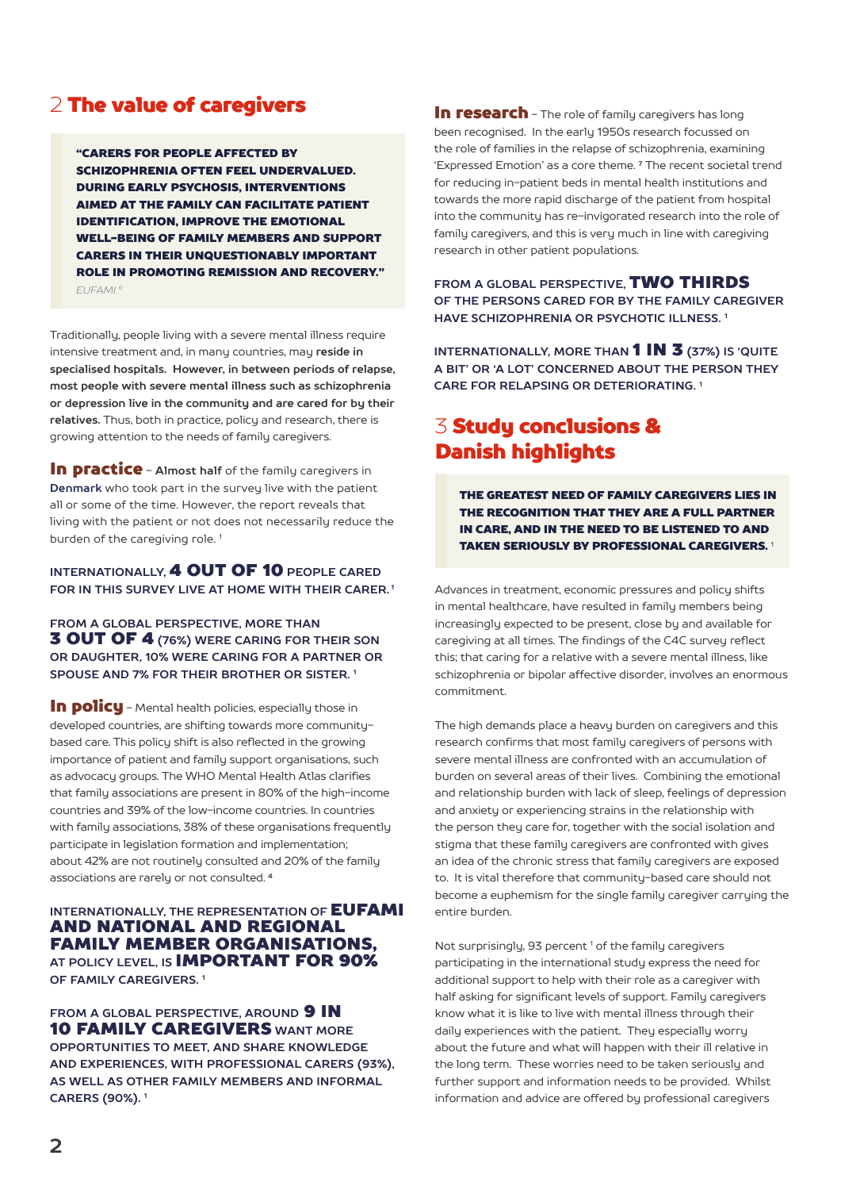## 2 The value of caregivers

> **"CARERS FOR PEOPLE AFFECTED BY SCHIZOPHRENIA OFTEN FEEL UNDERVALUED. DURING EARLY PSYCHOSIS, INTERVENTIONS AIMED AT THE FAMILY CAN FACILITATE PATIENT IDENTIFICATION, IMPROVE THE EMOTIONAL WELL-BEING OF FAMILY MEMBERS AND SUPPORT CARERS IN THEIR UNQUESTIONABLY IMPORTANT ROLE IN PROMOTING REMISSION AND RECOVERY."**
> *EUFAMI [8]*

Traditionally, people living with a severe mental illness require intensive treatment and, in many countries, may **reside in specialised hospitals. However, in between periods of relapse, most people with severe mental illness such as schizophrenia or depression live in the community and are cared for by their relatives.** Thus, both in practice, policy and research, there is growing attention to the needs of family caregivers.

**In practice** – **Almost half** of the family caregivers in **Denmark** who took part in the survey live with the patient all or some of the time. However, the report reveals that living with the patient or not does not necessarily reduce the burden of the caregiving role. [1]

**INTERNATIONALLY, 4 OUT OF 10 PEOPLE CARED FOR IN THIS SURVEY LIVE AT HOME WITH THEIR CARER.** [1]

**FROM A GLOBAL PERSPECTIVE, MORE THAN 3 OUT OF 4 (76%) WERE CARING FOR THEIR SON OR DAUGHTER, 10% WERE CARING FOR A PARTNER OR SPOUSE AND 7% FOR THEIR BROTHER OR SISTER.** [1]

**In policy** – Mental health policies, especially those in developed countries, are shifting towards more community-based care. This policy shift is also reflected in the growing importance of patient and family support organisations, such as advocacy groups. The WHO Mental Health Atlas clarifies that family associations are present in 80% of the high-income countries and 39% of the low-income countries. In countries with family associations, 38% of these organisations frequently participate in legislation formation and implementation; about 42% are not routinely consulted and 20% of the family associations are rarely or not consulted. [4]

**INTERNATIONALLY, THE REPRESENTATION OF EUFAMI AND NATIONAL AND REGIONAL FAMILY MEMBER ORGANISATIONS, AT POLICY LEVEL, IS IMPORTANT FOR 90% OF FAMILY CAREGIVERS.** [1]

**FROM A GLOBAL PERSPECTIVE, AROUND 9 IN 10 FAMILY CAREGIVERS WANT MORE OPPORTUNITIES TO MEET, AND SHARE KNOWLEDGE AND EXPERIENCES, WITH PROFESSIONAL CARERS (93%), AS WELL AS OTHER FAMILY MEMBERS AND INFORMAL CARERS (90%).** [1]

**In research** – The role of family caregivers has long been recognised. In the early 1950s research focussed on the role of families in the relapse of schizophrenia, examining 'Expressed Emotion' as a core theme. [7] The recent societal trend for reducing in-patient beds in mental health institutions and towards the more rapid discharge of the patient from hospital into the community has re-invigorated research into the role of family caregivers, and this is very much in line with caregiving research in other patient populations.

**FROM A GLOBAL PERSPECTIVE, TWO THIRDS OF THE PERSONS CARED FOR BY THE FAMILY CAREGIVER HAVE SCHIZOPHRENIA OR PSYCHOTIC ILLNESS.** [1]

**INTERNATIONALLY, MORE THAN 1 IN 3 (37%) IS 'QUITE A BIT' OR 'A LOT' CONCERNED ABOUT THE PERSON THEY CARE FOR RELAPSING OR DETERIORATING.** [1]

## 3 Study conclusions & Danish highlights

> **THE GREATEST NEED OF FAMILY CAREGIVERS LIES IN THE RECOGNITION THAT THEY ARE A FULL PARTNER IN CARE, AND IN THE NEED TO BE LISTENED TO AND TAKEN SERIOUSLY BY PROFESSIONAL CAREGIVERS.** [1]

Advances in treatment, economic pressures and policy shifts in mental healthcare, have resulted in family members being increasingly expected to be present, close by and available for caregiving at all times. The findings of the C4C survey reflect this; that caring for a relative with a severe mental illness, like schizophrenia or bipolar affective disorder, involves an enormous commitment.

The high demands place a heavy burden on caregivers and this research confirms that most family caregivers of persons with severe mental illness are confronted with an accumulation of burden on several areas of their lives. Combining the emotional and relationship burden with lack of sleep, feelings of depression and anxiety or experiencing strains in the relationship with the person they care for, together with the social isolation and stigma that these family caregivers are confronted with gives an idea of the chronic stress that family caregivers are exposed to. It is vital therefore that community-based care should not become a euphemism for the single family caregiver carrying the entire burden.

Not surprisingly, 93 percent [1] of the family caregivers participating in the international study express the need for additional support to help with their role as a caregiver with half asking for significant levels of support. Family caregivers know what it is like to live with mental illness through their daily experiences with the patient. They especially worry about the future and what will happen with their ill relative in the long term. These worries need to be taken seriously and further support and information needs to be provided. Whilst information and advice are offered by professional caregivers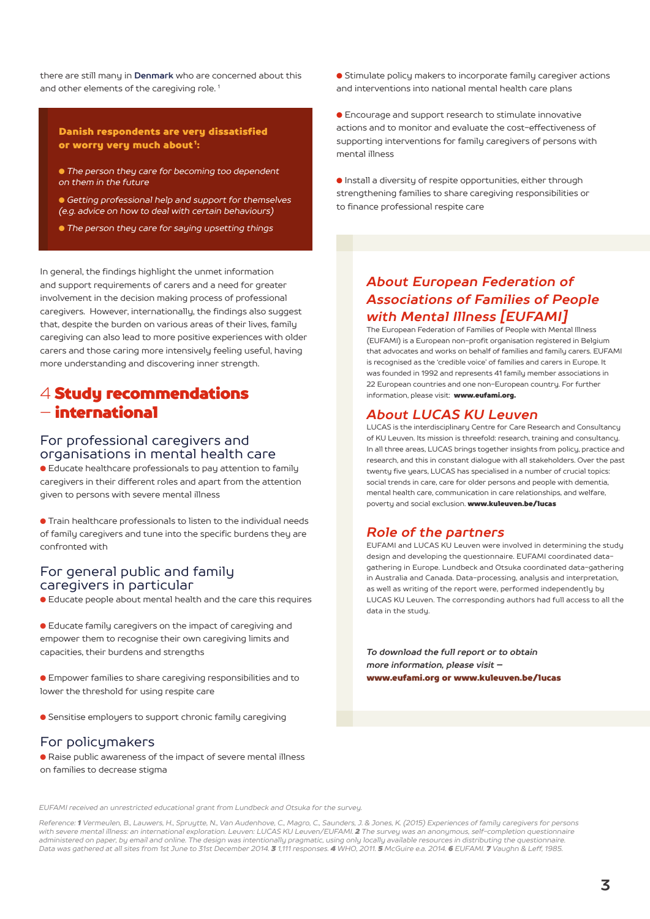there are still many in **Denmark** who are concerned about this and other elements of the caregiving role.[1]

**Danish respondents are very dissatisfied or worry very much about[1]:**

- *The person they care for becoming too dependent on them in the future*
- *Getting professional help and support for themselves (e.g. advice on how to deal with certain behaviours)*
- *The person they care for saying upsetting things*

In general, the findings highlight the unmet information and support requirements of carers and a need for greater involvement in the decision making process of professional caregivers. However, internationally, the findings also suggest that, despite the burden on various areas of their lives, family caregiving can also lead to more positive experiences with older carers and those caring more intensively feeling useful, having more understanding and discovering inner strength.

## 4 Study recommendations – international

### For professional caregivers and organisations in mental health care

- Educate healthcare professionals to pay attention to family caregivers in their different roles and apart from the attention given to persons with severe mental illness
- Train healthcare professionals to listen to the individual needs of family caregivers and tune into the specific burdens they are confronted with

### For general public and family caregivers in particular

- Educate people about mental health and the care this requires
- Educate family caregivers on the impact of caregiving and empower them to recognise their own caregiving limits and capacities, their burdens and strengths
- Empower families to share caregiving responsibilities and to lower the threshold for using respite care
- Sensitise employers to support chronic family caregiving

### For policymakers

- Raise public awareness of the impact of severe mental illness on families to decrease stigma
- Stimulate policy makers to incorporate family caregiver actions and interventions into national mental health care plans
- Encourage and support research to stimulate innovative actions and to monitor and evaluate the cost-effectiveness of supporting interventions for family caregivers of persons with mental illness
- Install a diversity of respite opportunities, either through strengthening families to share caregiving responsibilities or to finance professional respite care

## About European Federation of Associations of Families of People with Mental Illness [EUFAMI]

The European Federation of Families of People with Mental Illness (EUFAMI) is a European non-profit organisation registered in Belgium that advocates and works on behalf of families and family carers. EUFAMI is recognised as the 'credible voice' of families and carers in Europe. It was founded in 1992 and represents 41 family member associations in 22 European countries and one non-European country. For further information, please visit: **www.eufami.org.**

## About LUCAS KU Leuven

LUCAS is the interdisciplinary Centre for Care Research and Consultancy of KU Leuven. Its mission is threefold: research, training and consultancy. In all three areas, LUCAS brings together insights from policy, practice and research, and this in constant dialogue with all stakeholders. Over the past twenty five years, LUCAS has specialised in a number of crucial topics: social trends in care, care for older persons and people with dementia, mental health care, communication in care relationships, and welfare, poverty and social exclusion. **www.kuleuven.be/lucas**

## Role of the partners

EUFAMI and LUCAS KU Leuven were involved in determining the study design and developing the questionnaire. EUFAMI coordinated data-gathering in Europe. Lundbeck and Otsuka coordinated data-gathering in Australia and Canada. Data-processing, analysis and interpretation, as well as writing of the report were, performed independently by LUCAS KU Leuven. The corresponding authors had full access to all the data in the study.

***To download the full report or to obtain more information, please visit – www.eufami.org or www.kuleuven.be/lucas***

*EUFAMI received an unrestricted educational grant from Lundbeck and Otsuka for the survey.*

*Reference: **1** Vermeulen, B., Lauwers, H., Spruytte, N., Van Audenhove, C., Magro, C., Saunders, J. & Jones, K. (2015) Experiences of family caregivers for persons with severe mental illness: an international exploration. Leuven: LUCAS KU Leuven/EUFAMI. **2** The survey was an anonymous, self-completion questionnaire administered on paper, by email and online. The design was intentionally pragmatic, using only locally available resources in distributing the questionnaire. Data was gathered at all sites from 1st June to 31st December 2014. **3** 1,111 responses. **4** WHO, 2011. **5** McGuire e.a. 2014. **6** EUFAMI. **7** Vaughn & Leff, 1985.*